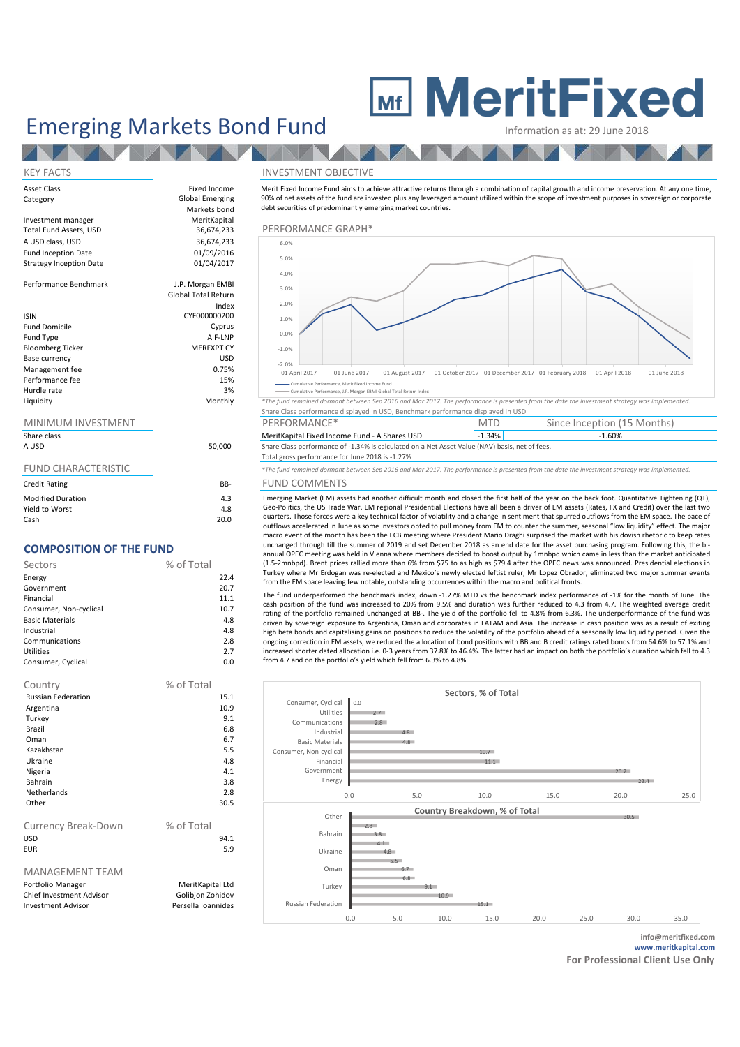# Emerging Markets Bond Fund

**MeritFixed**

Information as at: 29 June 2018

## KEY FACTS

| | |
|---|---|
| Asset Class | Fixed Income |
| Category | Global Emerging Markets bond |
| Investment manager | MeritKapital |
| Total Fund Assets, USD | 36,674,233 |
| A USD class, USD | 36,674,233 |
| Fund Inception Date | 01/09/2016 |
| Strategy Inception Date | 01/04/2017 |
| Performance Benchmark | J.P. Morgan EMBI Global Total Return Index |
| ISIN | CYF000000200 |
| Fund Domicile | Cyprus |
| Fund Type | AIF-LNP |
| Bloomberg Ticker | MERFXPT CY |
| Base currency | USD |
| Management fee | 0.75% |
| Performance fee | 15% |
| Hurdle rate | 3% |
| Liquidity | Monthly |

## MINIMUM INVESTMENT

| Share class | |
|---|---|
| A USD | 50,000 |

## FUND CHARACTERISTIC

| | |
|---|---|
| Credit Rating | BB- |
| Modified Duration | 4.3 |
| Yield to Worst | 4.8 |
| Cash | 20.0 |

## COMPOSITION OF THE FUND

| Sectors | % of Total |
|---|---|
| Energy | 22.4 |
| Government | 20.7 |
| Financial | 11.1 |
| Consumer, Non-cyclical | 10.7 |
| Basic Materials | 4.8 |
| Industrial | 4.8 |
| Communications | 2.8 |
| Utilities | 2.7 |
| Consumer, Cyclical | 0.0 |

| Country | % of Total |
|---|---|
| Russian Federation | 15.1 |
| Argentina | 10.9 |
| Turkey | 9.1 |
| Brazil | 6.8 |
| Oman | 6.7 |
| Kazakhstan | 5.5 |
| Ukraine | 4.8 |
| Nigeria | 4.1 |
| Bahrain | 3.8 |
| Netherlands | 2.8 |
| Other | 30.5 |

| Currency Break-Down | % of Total |
|---|---|
| USD | 94.1 |
| EUR | 5.9 |

## MANAGEMENT TEAM

| | |
|---|---|
| Portfolio Manager | MeritKapital Ltd |
| Chief Investment Advisor | Golibjon Zohidov |
| Investment Advisor | Persella Ioannides |

## INVESTMENT OBJECTIVE

Merit Fixed Income Fund aims to achieve attractive returns through a combination of capital growth and income preservation. At any one time, 90% of net assets of the fund are invested plus any leveraged amount utilized within the scope of investment purposes in sovereign or corporate debt securities of predominantly emerging market countries.

## PERFORMANCE GRAPH*

Cumulative Performance, Merit Fixed Income Fund
Cumulative Performance, J.P. Morgan EMBI Global Total Return Index

*The fund remained dormant between Sep 2016 and Mar 2017. The performance is presented from the date the investment strategy was implemented.

Share Class performance displayed in USD, Benchmark performance displayed in USD

| PERFORMANCE* | MTD | Since Inception (15 Months) |
|---|---|---|
| MeritKapital Fixed Income Fund - A Shares USD | -1.34% | -1.60% |

Share Class performance of -1.34% is calculated on a Net Asset Value (NAV) basis, net of fees.

Total gross performance for June 2018 is -1.27%

*The fund remained dormant between Sep 2016 and Mar 2017. The performance is presented from the date the investment strategy was implemented.

## FUND COMMENTS

Emerging Market (EM) assets had another difficult month and closed the first half of the year on the back foot. Quantitative Tightening (QT), Geo-Politics, the US Trade War, EM regional Presidential Elections have all been a driver of EM assets (Rates, FX and Credit) over the last two quarters. Those forces were a key technical factor of volatility and a change in sentiment that spurred outflows from the EM space. The pace of outflows accelerated in June as some investors opted to pull money from EM to counter the summer, seasonal "low liquidity" effect. The major macro event of the month has been the ECB meeting where President Mario Draghi surprised the market with his dovish rhetoric to keep rates unchanged through till the summer of 2019 and set December 2018 as an end date for the asset purchasing program. Following this, the bi-annual OPEC meeting was held in Vienna where members decided to boost output by 1mnbpd which came in less than the market anticipated (1.5-2mnbpd). Brent prices rallied more than 6% from $75 to as high as $79.4 after the OPEC news was announced. Presidential elections in Turkey where Mr Erdogan was re-elected and Mexico's newly elected leftist ruler, Mr Lopez Obrador, eliminated two major summer events from the EM space leaving few notable, outstanding occurrences within the macro and political fronts.

The fund underperformed the benchmark index, down -1.27% MTD vs the benchmark index performance of -1% for the month of June. The cash position of the fund was increased to 20% from 9.5% and duration was further reduced to 4.3 from 4.7. The weighted average credit rating of the portfolio remained unchanged at BB-. The yield of the portfolio fell to 4.8% from 6.3%. The underperformance of the fund was driven by sovereign exposure to Argentina, Oman and corporates in LATAM and Asia. The increase in cash position was as a result of exiting high beta bonds and capitalising gains on positions to reduce the volatility of the portfolio ahead of a seasonally low liquidity period. Given the ongoing correction in EM assets, we reduced the allocation of bond positions with BB and B credit ratings rated bonds from 64.6% to 57.1% and increased shorter dated allocation i.e. 0-3 years from 37.8% to 46.4%. The latter had an impact on both the portfolio's duration which fell to 4.3 from 4.7 and on the portfolio's yield which fell from 6.3% to 4.8%.

info@meritfixed.com
www.meritkapital.com

**For Professional Client Use Only**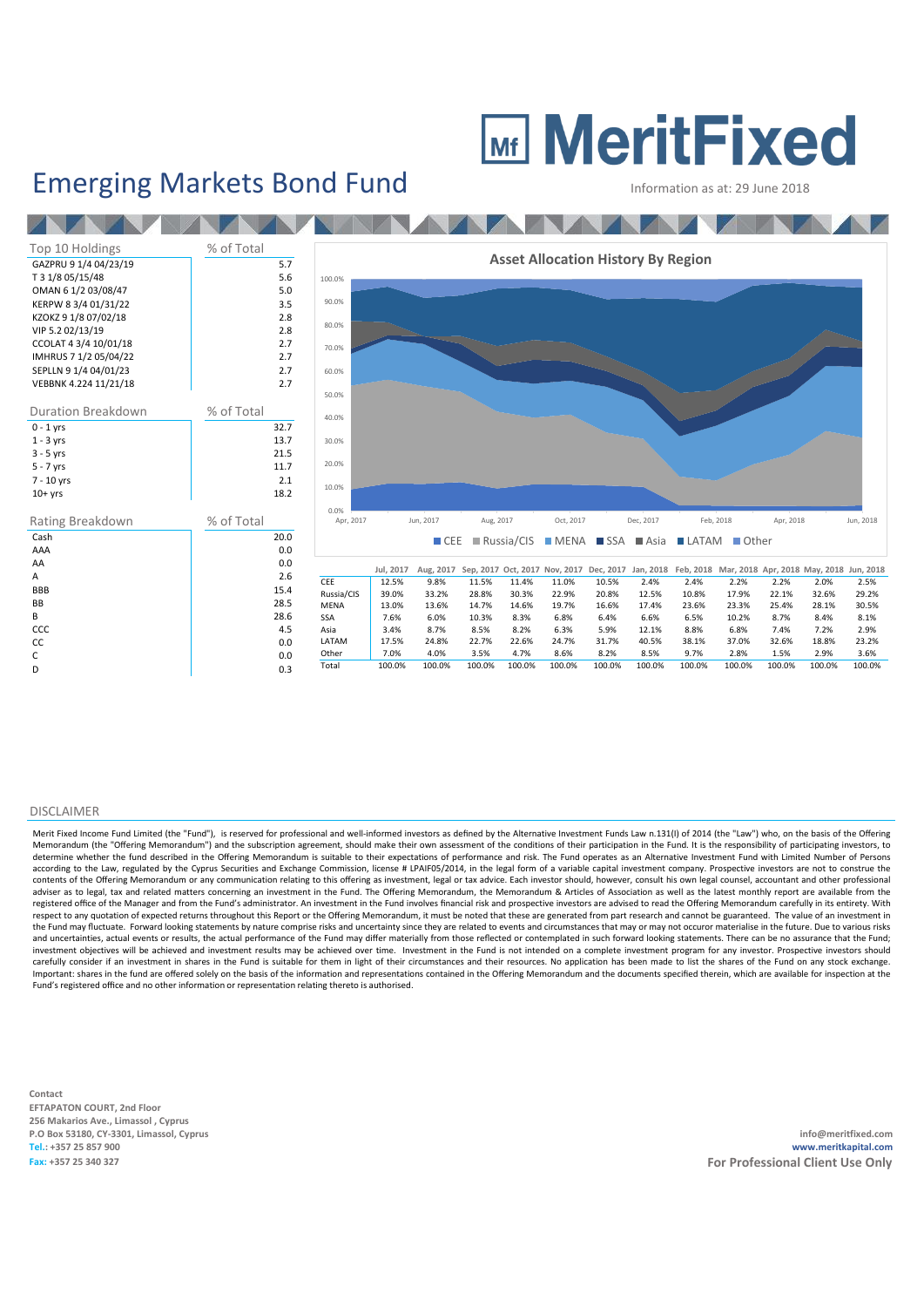# Emerging Markets Bond Fund

Information as at: 29 June 2018

| Top 10 Holdings | % of Total |
|---|---|
| GAZPRU 9 1/4 04/23/19 | 5.7 |
| T 3 1/8 05/15/48 | 5.6 |
| OMAN 6 1/2 03/08/47 | 5.0 |
| KERPW 8 3/4 01/31/22 | 3.5 |
| KZOKZ 9 1/8 07/02/18 | 2.8 |
| VIP 5.2 02/13/19 | 2.8 |
| CCOLAT 4 3/4 10/01/18 | 2.7 |
| IMHRUS 7 1/2 05/04/22 | 2.7 |
| SEPLLN 9 1/4 04/01/23 | 2.7 |
| VEBBNK 4.224 11/21/18 | 2.7 |

| Duration Breakdown | % of Total |
|---|---|
| 0 - 1 yrs | 32.7 |
| 1 - 3 yrs | 13.7 |
| 3 - 5 yrs | 21.5 |
| 5 - 7 yrs | 11.7 |
| 7 - 10 yrs | 2.1 |
| 10+ yrs | 18.2 |

| Rating Breakdown | % of Total |
|---|---|
| Cash | 20.0 |
| AAA | 0.0 |
| AA | 0.0 |
| A | 2.6 |
| BBB | 15.4 |
| BB | 28.5 |
| B | 28.6 |
| CCC | 4.5 |
| CC | 0.0 |
| C | 0.0 |
| D | 0.3 |

**Asset Allocation History By Region**

100.0% 90.0% 80.0% 70.0% 60.0% 50.0% 40.0% 30.0% 20.0% 10.0% 0.0%

Apr, 2017 Jun, 2017 Aug, 2017 Oct, 2017 Dec, 2017 Feb, 2018 Apr, 2018 Jun, 2018

CEE Russia/CIS MENA SSA Asia LATAM Other

| | Jul, 2017 | Aug, 2017 | Sep, 2017 | Oct, 2017 | Nov, 2017 | Dec, 2017 | Jan, 2018 | Feb, 2018 | Mar, 2018 | Apr, 2018 | May, 2018 | Jun, 2018 |
|---|---|---|---|---|---|---|---|---|---|---|---|---|
| CEE | 12.5% | 9.8% | 11.5% | 11.4% | 11.0% | 10.5% | 2.4% | 2.4% | 2.2% | 2.2% | 2.0% | 2.5% |
| Russia/CIS | 39.0% | 33.2% | 28.8% | 30.3% | 22.9% | 20.8% | 12.5% | 10.8% | 17.9% | 22.1% | 32.6% | 29.2% |
| MENA | 13.0% | 13.6% | 14.7% | 14.6% | 19.7% | 16.6% | 17.4% | 23.6% | 23.3% | 25.4% | 28.1% | 30.5% |
| SSA | 7.6% | 6.0% | 10.3% | 8.3% | 6.8% | 6.4% | 6.6% | 6.5% | 10.2% | 8.7% | 8.4% | 8.1% |
| Asia | 3.4% | 8.7% | 8.5% | 8.2% | 6.3% | 5.9% | 12.1% | 8.8% | 6.8% | 7.4% | 7.2% | 2.9% |
| LATAM | 17.5% | 24.8% | 22.7% | 22.6% | 24.7% | 31.7% | 40.5% | 38.1% | 37.0% | 32.6% | 18.8% | 23.2% |
| Other | 7.0% | 4.0% | 3.5% | 4.7% | 8.6% | 8.2% | 8.5% | 9.7% | 2.8% | 1.5% | 2.9% | 3.6% |
| Total | 100.0% | 100.0% | 100.0% | 100.0% | 100.0% | 100.0% | 100.0% | 100.0% | 100.0% | 100.0% | 100.0% | 100.0% |

## DISCLAIMER

Merit Fixed Income Fund Limited (the "Fund"), is reserved for professional and well-informed investors as defined by the Alternative Investment Funds Law n.131(I) of 2014 (the "Law") who, on the basis of the Offering Memorandum (the "Offering Memorandum") and the subscription agreement, should make their own assessment of the conditions of their participation in the Fund. It is the responsibility of participating investors, to determine whether the fund described in the Offering Memorandum is suitable to their expectations of performance and risk. The Fund operates as an Alternative Investment Fund with Limited Number of Persons according to the Law, regulated by the Cyprus Securities and Exchange Commission, license # LPAIF05/2014, in the legal form of a variable capital investment company. Prospective investors are not to construe the contents of the Offering Memorandum or any communication relating to this offering as investment, legal or tax advice. Each investor should, however, consult his own legal counsel, accountant and other professional adviser as to legal, tax and related matters concerning an investment in the Fund. The Offering Memorandum, the Memorandum & Articles of Association as well as the latest monthly report are available from the registered office of the Manager and from the Fund's administrator. An investment in the Fund involves financial risk and prospective investors are advised to read the Offering Memorandum carefully in its entirety. With respect to any quotation of expected returns throughout this Report or the Offering Memorandum, it must be noted that these are generated from part research and cannot be guaranteed. The value of an investment in the Fund may fluctuate. Forward looking statements by nature comprise risks and uncertainty since they are related to events and circumstances that may or may not occur materialise in the future. Due to various risks and uncertainties, actual events or results, the actual performance of the Fund may differ materially from those reflected or contemplated in such forward looking statements. There can be no assurance that the Fund; investment objectives will be achieved and investment results may be achieved over time. Investment in the Fund is not intended on a complete investment program for any investor. Prospective investors should carefully consider if an investment in shares in the Fund is suitable for them in light of their circumstances and their resources. No application has been made to list the shares of the Fund on any stock exchange. Important: shares in the fund are offered solely on the basis of the information and representations contained in the Offering Memorandum and the documents specified therein, which are available for inspection at the Fund's registered office and no other information or representation relating thereto is authorised.

**Contact**
**EFTAPATON COURT, 2nd Floor**
**256 Makarios Ave., Limassol , Cyprus**
**P.O Box 53180, CY-3301, Limassol, Cyprus**
**Tel.: +357 25 857 900**
**Fax: +357 25 340 327**

**info@meritfixed.com**
**www.meritkapital.com**
**For Professional Client Use Only**